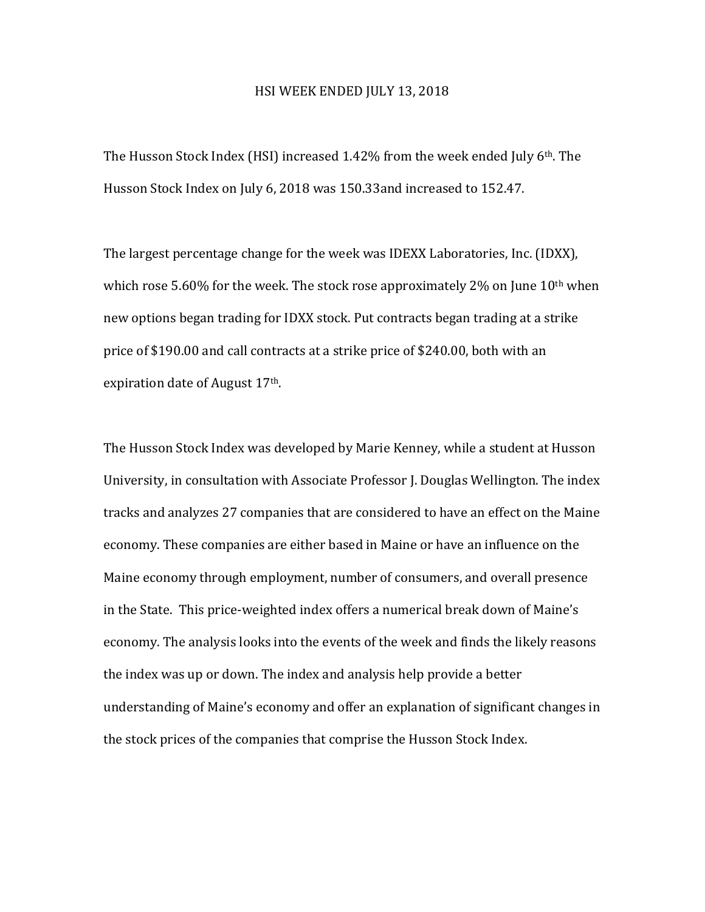# HSI WEEK ENDED JULY 13, 2018

The Husson Stock Index (HSI) increased 1.42% from the week ended July 6th. The Husson Stock Index on July 6, 2018 was 150.33and increased to 152.47.

The largest percentage change for the week was IDEXX Laboratories, Inc. (IDXX), which rose 5.60% for the week. The stock rose approximately 2% on June 10th when new options began trading for IDXX stock. Put contracts began trading at a strike price of $190.00 and call contracts at a strike price of $240.00, both with an expiration date of August 17th.

The Husson Stock Index was developed by Marie Kenney, while a student at Husson University, in consultation with Associate Professor J. Douglas Wellington. The index tracks and analyzes 27 companies that are considered to have an effect on the Maine economy. These companies are either based in Maine or have an influence on the Maine economy through employment, number of consumers, and overall presence in the State. This price-weighted index offers a numerical break down of Maine's economy. The analysis looks into the events of the week and finds the likely reasons the index was up or down. The index and analysis help provide a better understanding of Maine's economy and offer an explanation of significant changes in the stock prices of the companies that comprise the Husson Stock Index.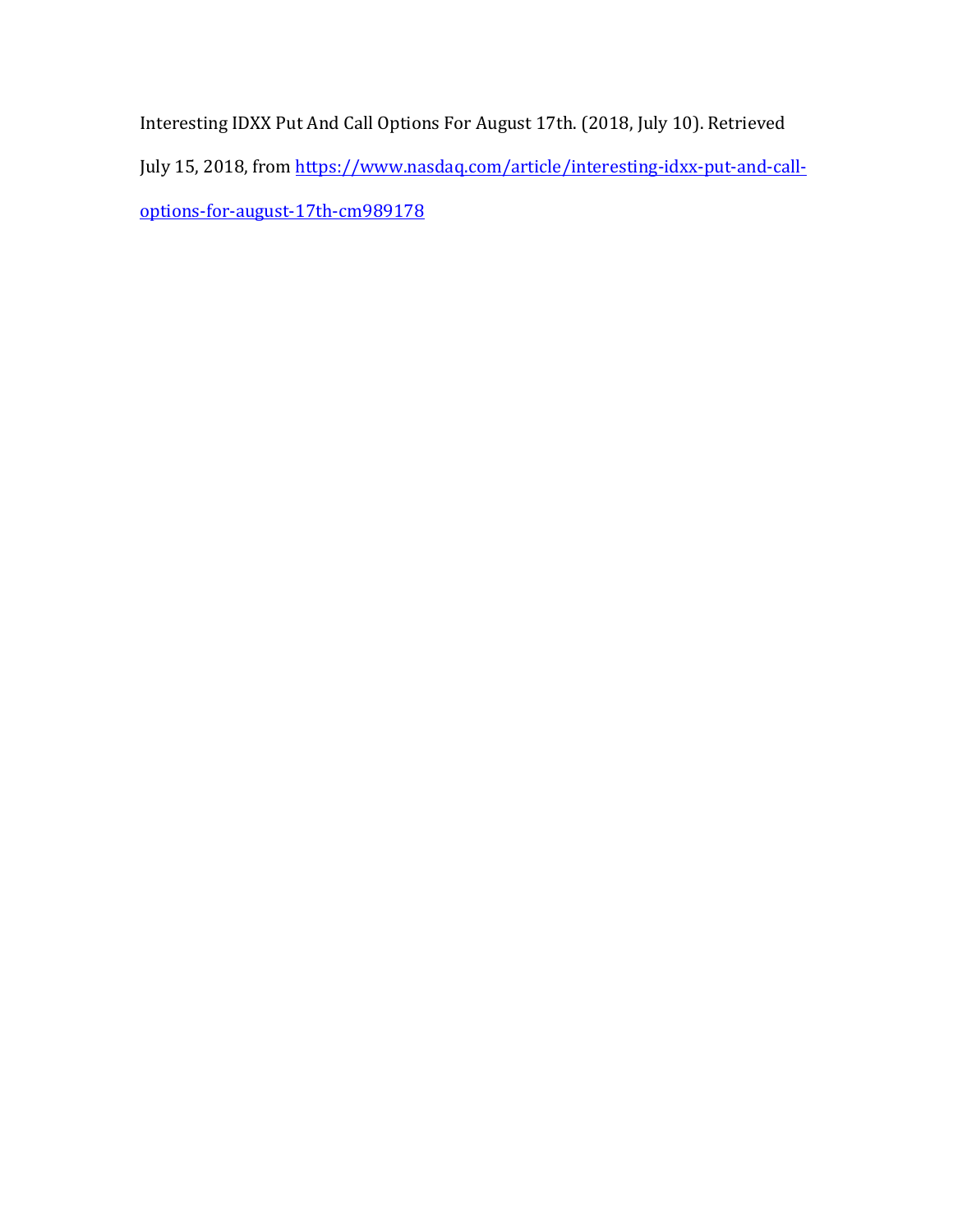Interesting IDXX Put And Call Options For August 17th. (2018, July 10). Retrieved July 15, 2018, from https://www.nasdaq.com/article/interesting-idxx-put-and-call-options-for-august-17th-cm989178